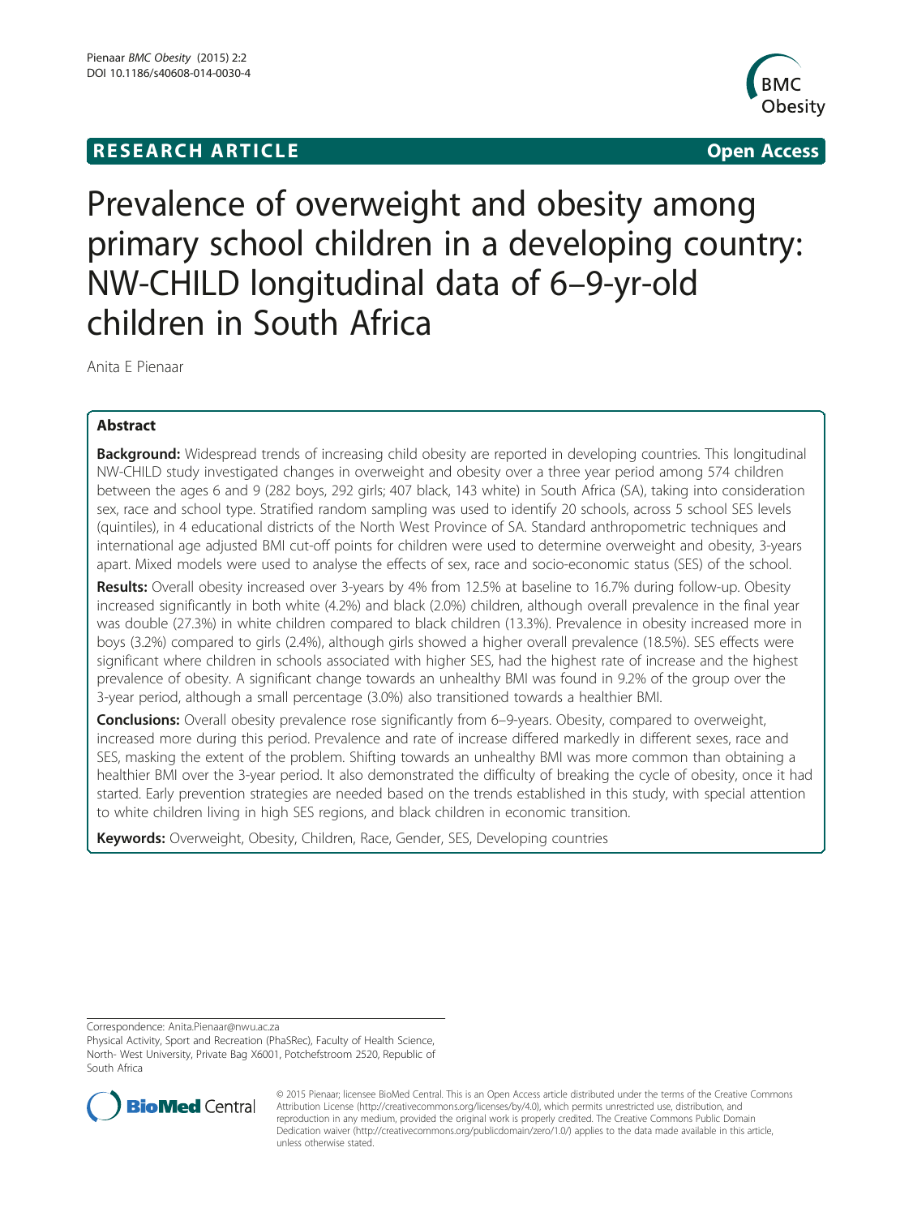**RESEARCH ARTICLE** **Open Access**

# Prevalence of overweight and obesity among primary school children in a developing country: NW-CHILD longitudinal data of 6–9-yr-old children in South Africa

Anita E Pienaar

## Abstract

**Background:** Widespread trends of increasing child obesity are reported in developing countries. This longitudinal NW-CHILD study investigated changes in overweight and obesity over a three year period among 574 children between the ages 6 and 9 (282 boys, 292 girls; 407 black, 143 white) in South Africa (SA), taking into consideration sex, race and school type. Stratified random sampling was used to identify 20 schools, across 5 school SES levels (quintiles), in 4 educational districts of the North West Province of SA. Standard anthropometric techniques and international age adjusted BMI cut-off points for children were used to determine overweight and obesity, 3-years apart. Mixed models were used to analyse the effects of sex, race and socio-economic status (SES) of the school.

**Results:** Overall obesity increased over 3-years by 4% from 12.5% at baseline to 16.7% during follow-up. Obesity increased significantly in both white (4.2%) and black (2.0%) children, although overall prevalence in the final year was double (27.3%) in white children compared to black children (13.3%). Prevalence in obesity increased more in boys (3.2%) compared to girls (2.4%), although girls showed a higher overall prevalence (18.5%). SES effects were significant where children in schools associated with higher SES, had the highest rate of increase and the highest prevalence of obesity. A significant change towards an unhealthy BMI was found in 9.2% of the group over the 3-year period, although a small percentage (3.0%) also transitioned towards a healthier BMI.

**Conclusions:** Overall obesity prevalence rose significantly from 6–9-years. Obesity, compared to overweight, increased more during this period. Prevalence and rate of increase differed markedly in different sexes, race and SES, masking the extent of the problem. Shifting towards an unhealthy BMI was more common than obtaining a healthier BMI over the 3-year period. It also demonstrated the difficulty of breaking the cycle of obesity, once it had started. Early prevention strategies are needed based on the trends established in this study, with special attention to white children living in high SES regions, and black children in economic transition.

**Keywords:** Overweight, Obesity, Children, Race, Gender, SES, Developing countries

Correspondence: Anita.Pienaar@nwu.ac.za

Physical Activity, Sport and Recreation (PhaSRec), Faculty of Health Science, North- West University, Private Bag X6001, Potchefstroom 2520, Republic of South Africa

© 2015 Pienaar; licensee BioMed Central. This is an Open Access article distributed under the terms of the Creative Commons Attribution License (http://creativecommons.org/licenses/by/4.0), which permits unrestricted use, distribution, and reproduction in any medium, provided the original work is properly credited. The Creative Commons Public Domain Dedication waiver (http://creativecommons.org/publicdomain/zero/1.0/) applies to the data made available in this article, unless otherwise stated.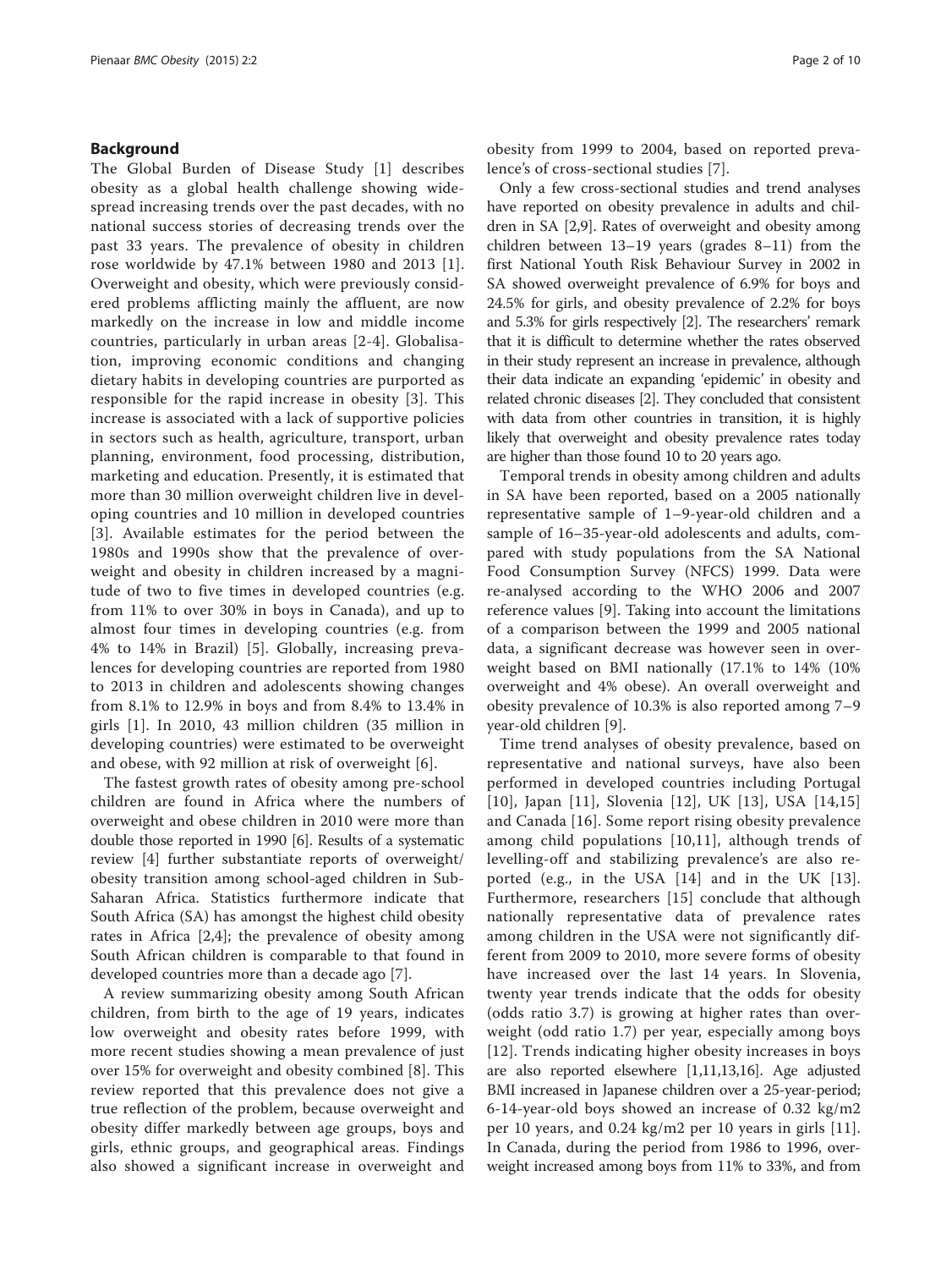## Background

The Global Burden of Disease Study [1] describes obesity as a global health challenge showing widespread increasing trends over the past decades, with no national success stories of decreasing trends over the past 33 years. The prevalence of obesity in children rose worldwide by 47.1% between 1980 and 2013 [1]. Overweight and obesity, which were previously considered problems afflicting mainly the affluent, are now markedly on the increase in low and middle income countries, particularly in urban areas [2-4]. Globalisation, improving economic conditions and changing dietary habits in developing countries are purported as responsible for the rapid increase in obesity [3]. This increase is associated with a lack of supportive policies in sectors such as health, agriculture, transport, urban planning, environment, food processing, distribution, marketing and education. Presently, it is estimated that more than 30 million overweight children live in developing countries and 10 million in developed countries [3]. Available estimates for the period between the 1980s and 1990s show that the prevalence of overweight and obesity in children increased by a magnitude of two to five times in developed countries (e.g. from 11% to over 30% in boys in Canada), and up to almost four times in developing countries (e.g. from 4% to 14% in Brazil) [5]. Globally, increasing prevalences for developing countries are reported from 1980 to 2013 in children and adolescents showing changes from 8.1% to 12.9% in boys and from 8.4% to 13.4% in girls [1]. In 2010, 43 million children (35 million in developing countries) were estimated to be overweight and obese, with 92 million at risk of overweight [6].

The fastest growth rates of obesity among pre-school children are found in Africa where the numbers of overweight and obese children in 2010 were more than double those reported in 1990 [6]. Results of a systematic review [4] further substantiate reports of overweight/obesity transition among school-aged children in Sub-Saharan Africa. Statistics furthermore indicate that South Africa (SA) has amongst the highest child obesity rates in Africa [2,4]; the prevalence of obesity among South African children is comparable to that found in developed countries more than a decade ago [7].

A review summarizing obesity among South African children, from birth to the age of 19 years, indicates low overweight and obesity rates before 1999, with more recent studies showing a mean prevalence of just over 15% for overweight and obesity combined [8]. This review reported that this prevalence does not give a true reflection of the problem, because overweight and obesity differ markedly between age groups, boys and girls, ethnic groups, and geographical areas. Findings also showed a significant increase in overweight and obesity from 1999 to 2004, based on reported prevalence's of cross-sectional studies [7].

Only a few cross-sectional studies and trend analyses have reported on obesity prevalence in adults and children in SA [2,9]. Rates of overweight and obesity among children between 13–19 years (grades 8–11) from the first National Youth Risk Behaviour Survey in 2002 in SA showed overweight prevalence of 6.9% for boys and 24.5% for girls, and obesity prevalence of 2.2% for boys and 5.3% for girls respectively [2]. The researchers' remark that it is difficult to determine whether the rates observed in their study represent an increase in prevalence, although their data indicate an expanding 'epidemic' in obesity and related chronic diseases [2]. They concluded that consistent with data from other countries in transition, it is highly likely that overweight and obesity prevalence rates today are higher than those found 10 to 20 years ago.

Temporal trends in obesity among children and adults in SA have been reported, based on a 2005 nationally representative sample of 1–9-year-old children and a sample of 16–35-year-old adolescents and adults, compared with study populations from the SA National Food Consumption Survey (NFCS) 1999. Data were re-analysed according to the WHO 2006 and 2007 reference values [9]. Taking into account the limitations of a comparison between the 1999 and 2005 national data, a significant decrease was however seen in overweight based on BMI nationally (17.1% to 14% (10% overweight and 4% obese). An overall overweight and obesity prevalence of 10.3% is also reported among 7–9 year-old children [9].

Time trend analyses of obesity prevalence, based on representative and national surveys, have also been performed in developed countries including Portugal [10], Japan [11], Slovenia [12], UK [13], USA [14,15] and Canada [16]. Some report rising obesity prevalence among child populations [10,11], although trends of levelling-off and stabilizing prevalence's are also reported (e.g., in the USA [14] and in the UK [13]. Furthermore, researchers [15] conclude that although nationally representative data of prevalence rates among children in the USA were not significantly different from 2009 to 2010, more severe forms of obesity have increased over the last 14 years. In Slovenia, twenty year trends indicate that the odds for obesity (odds ratio 3.7) is growing at higher rates than overweight (odd ratio 1.7) per year, especially among boys [12]. Trends indicating higher obesity increases in boys are also reported elsewhere [1,11,13,16]. Age adjusted BMI increased in Japanese children over a 25-year-period; 6-14-year-old boys showed an increase of 0.32 kg/m2 per 10 years, and 0.24 kg/m2 per 10 years in girls [11]. In Canada, during the period from 1986 to 1996, overweight increased among boys from 11% to 33%, and from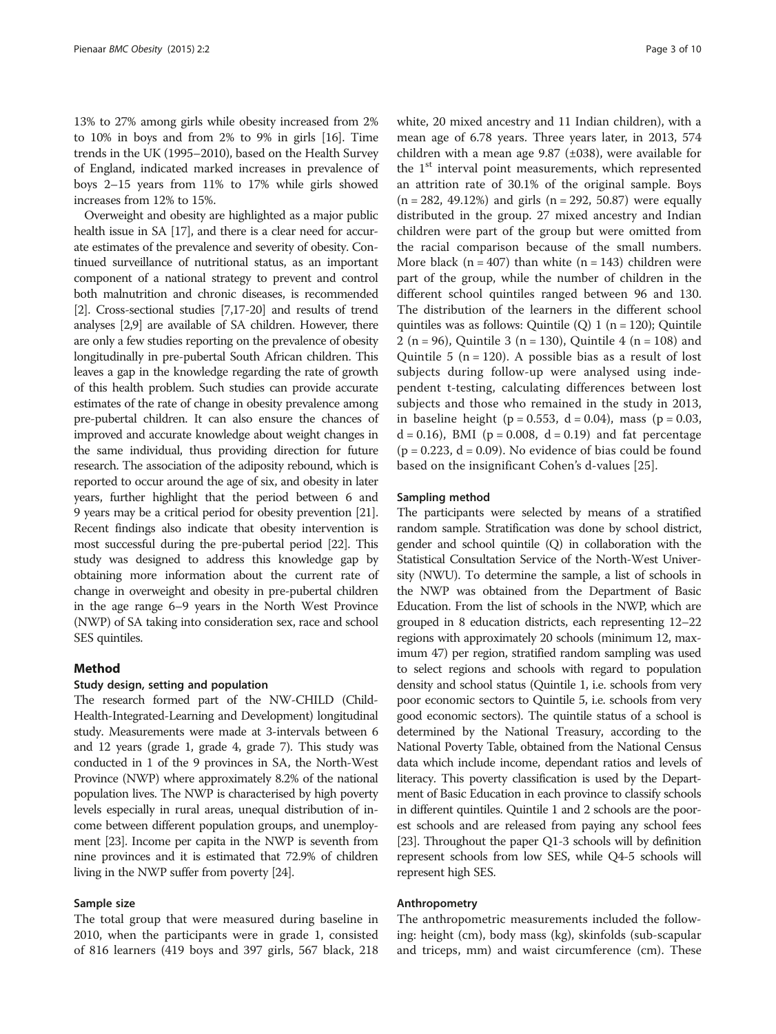13% to 27% among girls while obesity increased from 2% to 10% in boys and from 2% to 9% in girls [16]. Time trends in the UK (1995–2010), based on the Health Survey of England, indicated marked increases in prevalence of boys 2–15 years from 11% to 17% while girls showed increases from 12% to 15%.

Overweight and obesity are highlighted as a major public health issue in SA [17], and there is a clear need for accurate estimates of the prevalence and severity of obesity. Continued surveillance of nutritional status, as an important component of a national strategy to prevent and control both malnutrition and chronic diseases, is recommended [2]. Cross-sectional studies [7,17-20] and results of trend analyses [2,9] are available of SA children. However, there are only a few studies reporting on the prevalence of obesity longitudinally in pre-pubertal South African children. This leaves a gap in the knowledge regarding the rate of growth of this health problem. Such studies can provide accurate estimates of the rate of change in obesity prevalence among pre-pubertal children. It can also ensure the chances of improved and accurate knowledge about weight changes in the same individual, thus providing direction for future research. The association of the adiposity rebound, which is reported to occur around the age of six, and obesity in later years, further highlight that the period between 6 and 9 years may be a critical period for obesity prevention [21]. Recent findings also indicate that obesity intervention is most successful during the pre-pubertal period [22]. This study was designed to address this knowledge gap by obtaining more information about the current rate of change in overweight and obesity in pre-pubertal children in the age range 6–9 years in the North West Province (NWP) of SA taking into consideration sex, race and school SES quintiles.

## Method

### Study design, setting and population

The research formed part of the NW-CHILD (Child-Health-Integrated-Learning and Development) longitudinal study. Measurements were made at 3-intervals between 6 and 12 years (grade 1, grade 4, grade 7). This study was conducted in 1 of the 9 provinces in SA, the North-West Province (NWP) where approximately 8.2% of the national population lives. The NWP is characterised by high poverty levels especially in rural areas, unequal distribution of income between different population groups, and unemployment [23]. Income per capita in the NWP is seventh from nine provinces and it is estimated that 72.9% of children living in the NWP suffer from poverty [24].

### Sample size

The total group that were measured during baseline in 2010, when the participants were in grade 1, consisted of 816 learners (419 boys and 397 girls, 567 black, 218 white, 20 mixed ancestry and 11 Indian children), with a mean age of 6.78 years. Three years later, in 2013, 574 children with a mean age 9.87 (±038), were available for the 1[st] interval point measurements, which represented an attrition rate of 30.1% of the original sample. Boys (n = 282, 49.12%) and girls (n = 292, 50.87) were equally distributed in the group. 27 mixed ancestry and Indian children were part of the group but were omitted from the racial comparison because of the small numbers. More black (n = 407) than white (n = 143) children were part of the group, while the number of children in the different school quintiles ranged between 96 and 130. The distribution of the learners in the different school quintiles was as follows: Quintile (Q) 1 (n = 120); Quintile 2 (n = 96), Quintile 3 (n = 130), Quintile 4 (n = 108) and Quintile 5 (n = 120). A possible bias as a result of lost subjects during follow-up were analysed using independent t-testing, calculating differences between lost subjects and those who remained in the study in 2013, in baseline height ($p = 0.553$, $d = 0.04$), mass ($p = 0.03$, $d = 0.16$), BMI ($p = 0.008$, $d = 0.19$) and fat percentage ($p = 0.223$, $d = 0.09$). No evidence of bias could be found based on the insignificant Cohen's d-values [25].

### Sampling method

The participants were selected by means of a stratified random sample. Stratification was done by school district, gender and school quintile (Q) in collaboration with the Statistical Consultation Service of the North-West University (NWU). To determine the sample, a list of schools in the NWP was obtained from the Department of Basic Education. From the list of schools in the NWP, which are grouped in 8 education districts, each representing 12–22 regions with approximately 20 schools (minimum 12, maximum 47) per region, stratified random sampling was used to select regions and schools with regard to population density and school status (Quintile 1, i.e. schools from very poor economic sectors to Quintile 5, i.e. schools from very good economic sectors). The quintile status of a school is determined by the National Treasury, according to the National Poverty Table, obtained from the National Census data which include income, dependant ratios and levels of literacy. This poverty classification is used by the Department of Basic Education in each province to classify schools in different quintiles. Quintile 1 and 2 schools are the poorest schools and are released from paying any school fees [23]. Throughout the paper Q1-3 schools will by definition represent schools from low SES, while Q4-5 schools will represent high SES.

### Anthropometry

The anthropometric measurements included the following: height (cm), body mass (kg), skinfolds (sub-scapular and triceps, mm) and waist circumference (cm). These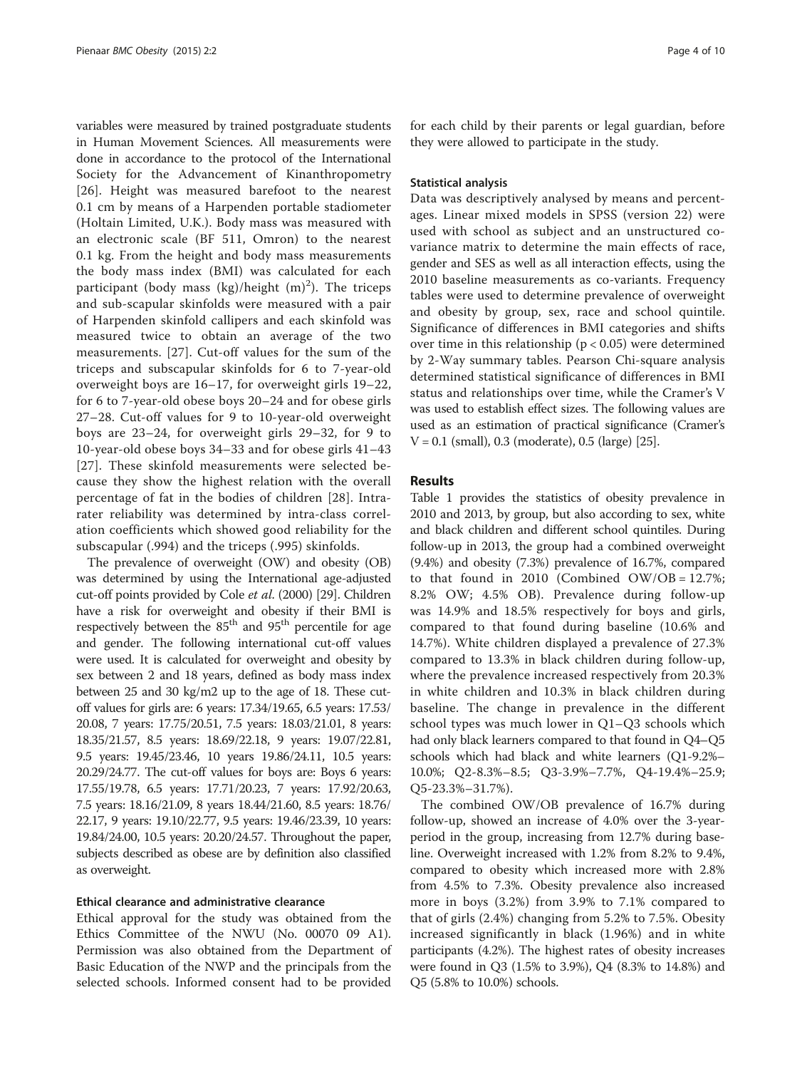variables were measured by trained postgraduate students in Human Movement Sciences. All measurements were done in accordance to the protocol of the International Society for the Advancement of Kinanthropometry [26]. Height was measured barefoot to the nearest 0.1 cm by means of a Harpenden portable stadiometer (Holtain Limited, U.K.). Body mass was measured with an electronic scale (BF 511, Omron) to the nearest 0.1 kg. From the height and body mass measurements the body mass index (BMI) was calculated for each participant (body mass (kg)/height $(m)^2$). The triceps and sub-scapular skinfolds were measured with a pair of Harpenden skinfold callipers and each skinfold was measured twice to obtain an average of the two measurements. [27]. Cut-off values for the sum of the triceps and subscapular skinfolds for 6 to 7-year-old overweight boys are 16–17, for overweight girls 19–22, for 6 to 7-year-old obese boys 20–24 and for obese girls 27–28. Cut-off values for 9 to 10-year-old overweight boys are 23–24, for overweight girls 29–32, for 9 to 10-year-old obese boys 34–33 and for obese girls 41–43 [27]. These skinfold measurements were selected because they show the highest relation with the overall percentage of fat in the bodies of children [28]. Intra-rater reliability was determined by intra-class correlation coefficients which showed good reliability for the subscapular (.994) and the triceps (.995) skinfolds.

The prevalence of overweight (OW) and obesity (OB) was determined by using the International age-adjusted cut-off points provided by Cole *et al.* (2000) [29]. Children have a risk for overweight and obesity if their BMI is respectively between the $85^{th}$ and $95^{th}$ percentile for age and gender. The following international cut-off values were used. It is calculated for overweight and obesity by sex between 2 and 18 years, defined as body mass index between 25 and 30 kg/m2 up to the age of 18. These cut-off values for girls are: 6 years: 17.34/19.65, 6.5 years: 17.53/20.08, 7 years: 17.75/20.51, 7.5 years: 18.03/21.01, 8 years: 18.35/21.57, 8.5 years: 18.69/22.18, 9 years: 19.07/22.81, 9.5 years: 19.45/23.46, 10 years 19.86/24.11, 10.5 years: 20.29/24.77. The cut-off values for boys are: Boys 6 years: 17.55/19.78, 6.5 years: 17.71/20.23, 7 years: 17.92/20.63, 7.5 years: 18.16/21.09, 8 years 18.44/21.60, 8.5 years: 18.76/22.17, 9 years: 19.10/22.77, 9.5 years: 19.46/23.39, 10 years: 19.84/24.00, 10.5 years: 20.20/24.57. Throughout the paper, subjects described as obese are by definition also classified as overweight.

### Ethical clearance and administrative clearance

Ethical approval for the study was obtained from the Ethics Committee of the NWU (No. 00070 09 A1). Permission was also obtained from the Department of Basic Education of the NWP and the principals from the selected schools. Informed consent had to be provided for each child by their parents or legal guardian, before they were allowed to participate in the study.

### Statistical analysis

Data was descriptively analysed by means and percentages. Linear mixed models in SPSS (version 22) were used with school as subject and an unstructured co-variance matrix to determine the main effects of race, gender and SES as well as all interaction effects, using the 2010 baseline measurements as co-variants. Frequency tables were used to determine prevalence of overweight and obesity by group, sex, race and school quintile. Significance of differences in BMI categories and shifts over time in this relationship ($p < 0.05$) were determined by 2-Way summary tables. Pearson Chi-square analysis determined statistical significance of differences in BMI status and relationships over time, while the Cramer's V was used to establish effect sizes. The following values are used as an estimation of practical significance (Cramer's V = 0.1 (small), 0.3 (moderate), 0.5 (large) [25].

## Results

Table 1 provides the statistics of obesity prevalence in 2010 and 2013, by group, but also according to sex, white and black children and different school quintiles. During follow-up in 2013, the group had a combined overweight (9.4%) and obesity (7.3%) prevalence of 16.7%, compared to that found in 2010 (Combined OW/OB = 12.7%; 8.2% OW; 4.5% OB). Prevalence during follow-up was 14.9% and 18.5% respectively for boys and girls, compared to that found during baseline (10.6% and 14.7%). White children displayed a prevalence of 27.3% compared to 13.3% in black children during follow-up, where the prevalence increased respectively from 20.3% in white children and 10.3% in black children during baseline. The change in prevalence in the different school types was much lower in Q1–Q3 schools which had only black learners compared to that found in Q4–Q5 schools which had black and white learners (Q1-9.2%–10.0%; Q2-8.3%–8.5; Q3-3.9%–7.7%, Q4-19.4%–25.9; Q5-23.3%–31.7%).

The combined OW/OB prevalence of 16.7% during follow-up, showed an increase of 4.0% over the 3-year-period in the group, increasing from 12.7% during baseline. Overweight increased with 1.2% from 8.2% to 9.4%, compared to obesity which increased more with 2.8% from 4.5% to 7.3%. Obesity prevalence also increased more in boys (3.2%) from 3.9% to 7.1% compared to that of girls (2.4%) changing from 5.2% to 7.5%. Obesity increased significantly in black (1.96%) and in white participants (4.2%). The highest rates of obesity increases were found in Q3 (1.5% to 3.9%), Q4 (8.3% to 14.8%) and Q5 (5.8% to 10.0%) schools.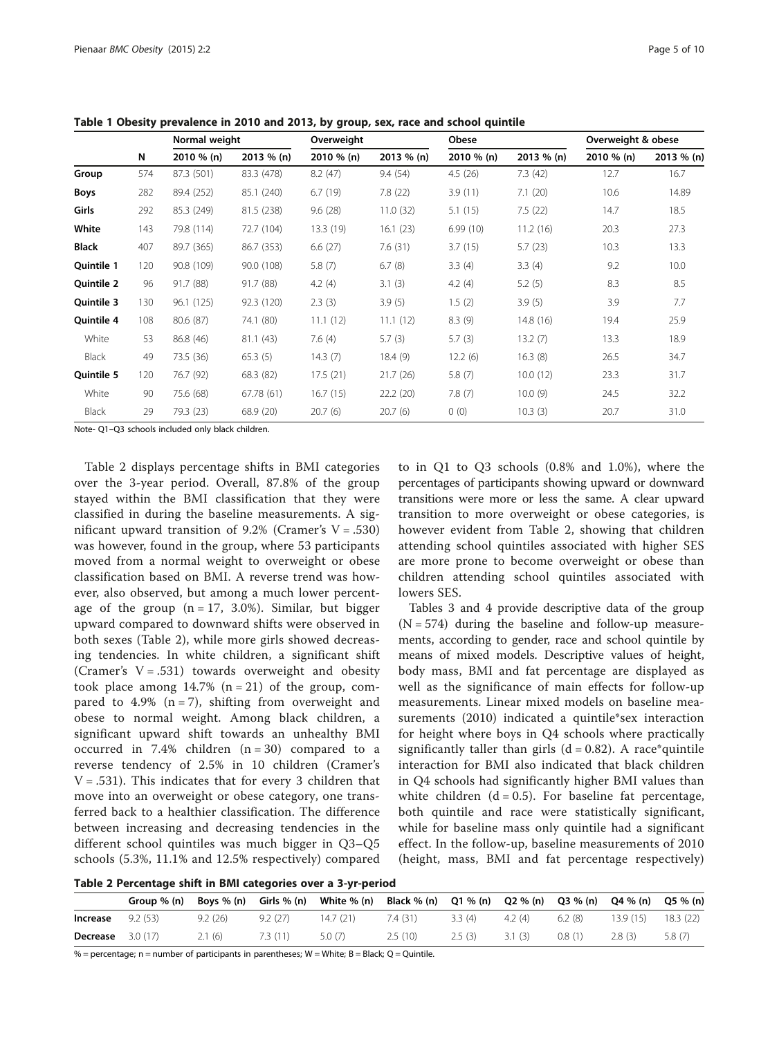**Table 1 Obesity prevalence in 2010 and 2013, by group, sex, race and school quintile**

| | | Normal weight | | Overweight | | Obese | | Overweight & obese | |
|---|---|---|---|---|---|---|---|---|---|
| | N | 2010 % (n) | 2013 % (n) | 2010 % (n) | 2013 % (n) | 2010 % (n) | 2013 % (n) | 2010 % (n) | 2013 % (n) |
| **Group** | 574 | 87.3 (501) | 83.3 (478) | 8.2 (47) | 9.4 (54) | 4.5 (26) | 7.3 (42) | 12.7 | 16.7 |
| **Boys** | 282 | 89.4 (252) | 85.1 (240) | 6.7 (19) | 7.8 (22) | 3.9 (11) | 7.1 (20) | 10.6 | 14.89 |
| **Girls** | 292 | 85.3 (249) | 81.5 (238) | 9.6 (28) | 11.0 (32) | 5.1 (15) | 7.5 (22) | 14.7 | 18.5 |
| **White** | 143 | 79.8 (114) | 72.7 (104) | 13.3 (19) | 16.1 (23) | 6.99 (10) | 11.2 (16) | 20.3 | 27.3 |
| **Black** | 407 | 89.7 (365) | 86.7 (353) | 6.6 (27) | 7.6 (31) | 3.7 (15) | 5.7 (23) | 10.3 | 13.3 |
| **Quintile 1** | 120 | 90.8 (109) | 90.0 (108) | 5.8 (7) | 6.7 (8) | 3.3 (4) | 3.3 (4) | 9.2 | 10.0 |
| **Quintile 2** | 96 | 91.7 (88) | 91.7 (88) | 4.2 (4) | 3.1 (3) | 4.2 (4) | 5.2 (5) | 8.3 | 8.5 |
| **Quintile 3** | 130 | 96.1 (125) | 92.3 (120) | 2.3 (3) | 3.9 (5) | 1.5 (2) | 3.9 (5) | 3.9 | 7.7 |
| **Quintile 4** | 108 | 80.6 (87) | 74.1 (80) | 11.1 (12) | 11.1 (12) | 8.3 (9) | 14.8 (16) | 19.4 | 25.9 |
| White | 53 | 86.8 (46) | 81.1 (43) | 7.6 (4) | 5.7 (3) | 5.7 (3) | 13.2 (7) | 13.3 | 18.9 |
| Black | 49 | 73.5 (36) | 65.3 (5) | 14.3 (7) | 18.4 (9) | 12.2 (6) | 16.3 (8) | 26.5 | 34.7 |
| **Quintile 5** | 120 | 76.7 (92) | 68.3 (82) | 17.5 (21) | 21.7 (26) | 5.8 (7) | 10.0 (12) | 23.3 | 31.7 |
| White | 90 | 75.6 (68) | 67.78 (61) | 16.7 (15) | 22.2 (20) | 7.8 (7) | 10.0 (9) | 24.5 | 32.2 |
| Black | 29 | 79.3 (23) | 68.9 (20) | 20.7 (6) | 20.7 (6) | 0 (0) | 10.3 (3) | 20.7 | 31.0 |

Note- Q1–Q3 schools included only black children.

Table 2 displays percentage shifts in BMI categories over the 3-year period. Overall, 87.8% of the group stayed within the BMI classification that they were classified in during the baseline measurements. A significant upward transition of 9.2% (Cramer's V = .530) was however, found in the group, where 53 participants moved from a normal weight to overweight or obese classification based on BMI. A reverse trend was however, also observed, but among a much lower percentage of the group (n = 17, 3.0%). Similar, but bigger upward compared to downward shifts were observed in both sexes (Table 2), while more girls showed decreasing tendencies. In white children, a significant shift (Cramer's V = .531) towards overweight and obesity took place among 14.7% (n = 21) of the group, compared to 4.9% (n = 7), shifting from overweight and obese to normal weight. Among black children, a significant upward shift towards an unhealthy BMI occurred in 7.4% children (n = 30) compared to a reverse tendency of 2.5% in 10 children (Cramer's V = .531). This indicates that for every 3 children that move into an overweight or obese category, one transferred back to a healthier classification. The difference between increasing and decreasing tendencies in the different school quintiles was much bigger in Q3–Q5 schools (5.3%, 11.1% and 12.5% respectively) compared to in Q1 to Q3 schools (0.8% and 1.0%), where the percentages of participants showing upward or downward transitions were more or less the same. A clear upward transition to more overweight or obese categories, is however evident from Table 2, showing that children attending school quintiles associated with higher SES are more prone to become overweight or obese than children attending school quintiles associated with lowers SES.

Tables 3 and 4 provide descriptive data of the group (N = 574) during the baseline and follow-up measurements, according to gender, race and school quintile by means of mixed models. Descriptive values of height, body mass, BMI and fat percentage are displayed as well as the significance of main effects for follow-up measurements. Linear mixed models on baseline measurements (2010) indicated a quintile*sex interaction for height where boys in Q4 schools where practically significantly taller than girls (d = 0.82). A race*quintile interaction for BMI also indicated that black children in Q4 schools had significantly higher BMI values than white children (d = 0.5). For baseline fat percentage, both quintile and race were statistically significant, while for baseline mass only quintile had a significant effect. In the follow-up, baseline measurements of 2010 (height, mass, BMI and fat percentage respectively)

**Table 2 Percentage shift in BMI categories over a 3-yr-period**

| | Group % (n) | Boys % (n) | Girls % (n) | White % (n) | Black % (n) | Q1 % (n) | Q2 % (n) | Q3 % (n) | Q4 % (n) | Q5 % (n) |
|---|---|---|---|---|---|---|---|---|---|---|
| **Increase** | 9.2 (53) | 9.2 (26) | 9.2 (27) | 14.7 (21) | 7.4 (31) | 3.3 (4) | 4.2 (4) | 6.2 (8) | 13.9 (15) | 18.3 (22) |
| **Decrease** | 3.0 (17) | 2.1 (6) | 7.3 (11) | 5.0 (7) | 2.5 (10) | 2.5 (3) | 3.1 (3) | 0.8 (1) | 2.8 (3) | 5.8 (7) |

% = percentage; n = number of participants in parentheses; W = White; B = Black; Q = Quintile.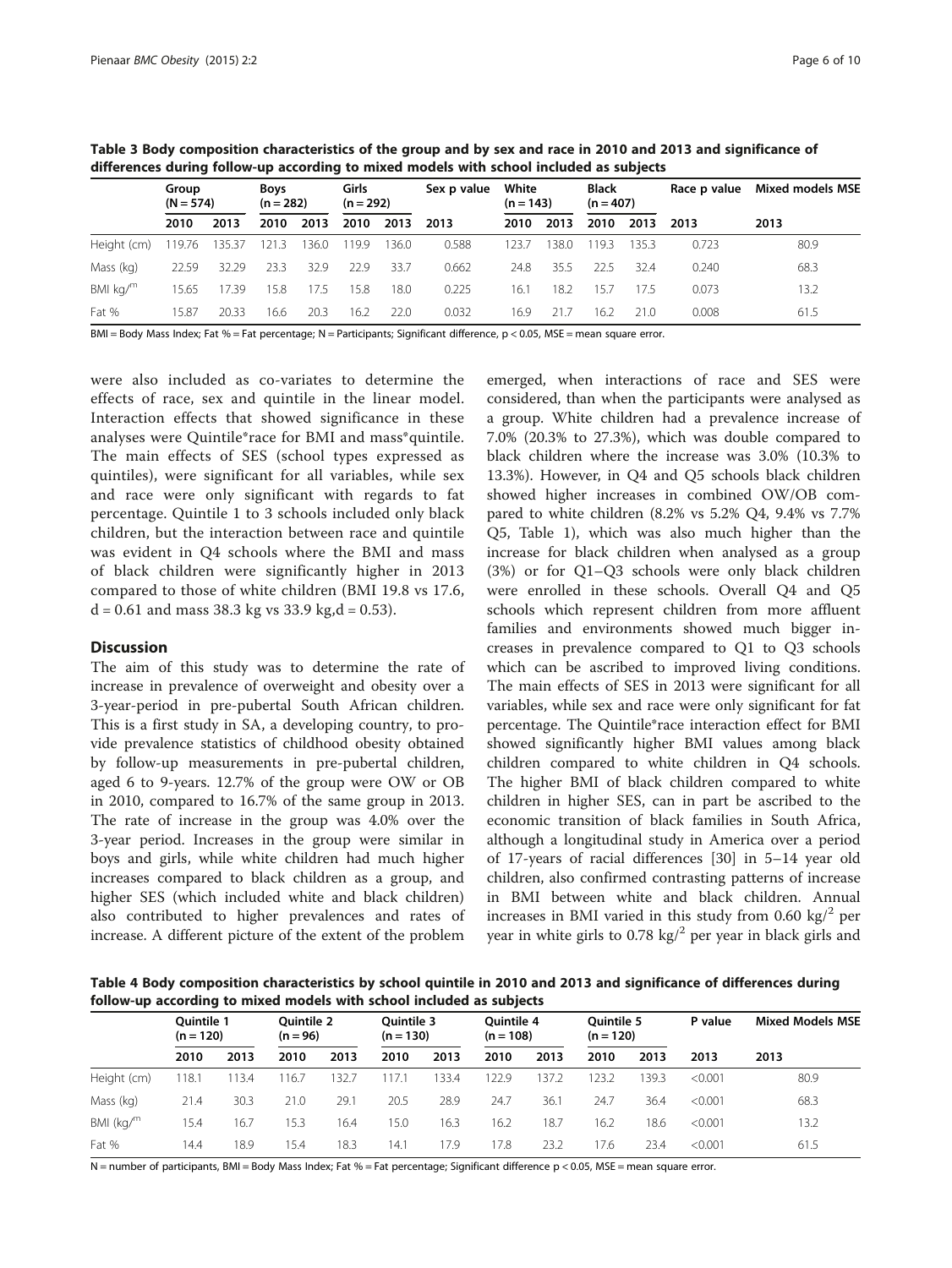**Table 3 Body composition characteristics of the group and by sex and race in 2010 and 2013 and significance of differences during follow-up according to mixed models with school included as subjects**

| | Group (N = 574) | | Boys (n = 282) | | Girls (n = 292) | | Sex p value | White (n = 143) | | Black (n = 407) | | Race p value | Mixed models MSE |
|---|---|---|---|---|---|---|---|---|---|---|---|---|---|
| | 2010 | 2013 | 2010 | 2013 | 2010 | 2013 | 2013 | 2010 | 2013 | 2010 | 2013 | 2013 | 2013 |
| Height (cm) | 119.76 | 135.37 | 121.3 | 136.0 | 119.9 | 136.0 | 0.588 | 123.7 | 138.0 | 119.3 | 135.3 | 0.723 | 80.9 |
| Mass (kg) | 22.59 | 32.29 | 23.3 | 32.9 | 22.9 | 33.7 | 0.662 | 24.8 | 35.5 | 22.5 | 32.4 | 0.240 | 68.3 |
| BMI kg/m | 15.65 | 17.39 | 15.8 | 17.5 | 15.8 | 18.0 | 0.225 | 16.1 | 18.2 | 15.7 | 17.5 | 0.073 | 13.2 |
| Fat % | 15.87 | 20.33 | 16.6 | 20.3 | 16.2 | 22.0 | 0.032 | 16.9 | 21.7 | 16.2 | 21.0 | 0.008 | 61.5 |

BMI = Body Mass Index; Fat % = Fat percentage; N = Participants; Significant difference, p < 0.05, MSE = mean square error.

were also included as co-variates to determine the effects of race, sex and quintile in the linear model. Interaction effects that showed significance in these analyses were Quintile*race for BMI and mass*quintile. The main effects of SES (school types expressed as quintiles), were significant for all variables, while sex and race were only significant with regards to fat percentage. Quintile 1 to 3 schools included only black children, but the interaction between race and quintile was evident in Q4 schools where the BMI and mass of black children were significantly higher in 2013 compared to those of white children (BMI 19.8 vs 17.6, d = 0.61 and mass 38.3 kg vs 33.9 kg,d = 0.53).

## Discussion

The aim of this study was to determine the rate of increase in prevalence of overweight and obesity over a 3-year-period in pre-pubertal South African children. This is a first study in SA, a developing country, to provide prevalence statistics of childhood obesity obtained by follow-up measurements in pre-pubertal children, aged 6 to 9-years. 12.7% of the group were OW or OB in 2010, compared to 16.7% of the same group in 2013. The rate of increase in the group was 4.0% over the 3-year period. Increases in the group were similar in boys and girls, while white children had much higher increases compared to black children as a group, and higher SES (which included white and black children) also contributed to higher prevalences and rates of increase. A different picture of the extent of the problem emerged, when interactions of race and SES were considered, than when the participants were analysed as a group. White children had a prevalence increase of 7.0% (20.3% to 27.3%), which was double compared to black children where the increase was 3.0% (10.3% to 13.3%). However, in Q4 and Q5 schools black children showed higher increases in combined OW/OB compared to white children (8.2% vs 5.2% Q4, 9.4% vs 7.7% Q5, Table 1), which was also much higher than the increase for black children when analysed as a group (3%) or for Q1–Q3 schools were only black children were enrolled in these schools. Overall Q4 and Q5 schools which represent children from more affluent families and environments showed much bigger increases in prevalence compared to Q1 to Q3 schools which can be ascribed to improved living conditions. The main effects of SES in 2013 were significant for all variables, while sex and race were only significant for fat percentage. The Quintile*race interaction effect for BMI showed significantly higher BMI values among black children compared to white children in Q4 schools. The higher BMI of black children compared to white children in higher SES, can in part be ascribed to the economic transition of black families in South Africa, although a longitudinal study in America over a period of 17-years of racial differences [30] in 5–14 year old children, also confirmed contrasting patterns of increase in BMI between white and black children. Annual increases in BMI varied in this study from 0.60 $kg/^2$ per year in white girls to 0.78 $kg/^2$ per year in black girls and

**Table 4 Body composition characteristics by school quintile in 2010 and 2013 and significance of differences during follow-up according to mixed models with school included as subjects**

| | Quintile 1 (n = 120) | | Quintile 2 (n = 96) | | Quintile 3 (n = 130) | | Quintile 4 (n = 108) | | Quintile 5 (n = 120) | | P value | Mixed Models MSE |
|---|---|---|---|---|---|---|---|---|---|---|---|---|
| | 2010 | 2013 | 2010 | 2013 | 2010 | 2013 | 2010 | 2013 | 2010 | 2013 | 2013 | 2013 |
| Height (cm) | 118.1 | 113.4 | 116.7 | 132.7 | 117.1 | 133.4 | 122.9 | 137.2 | 123.2 | 139.3 | <0.001 | 80.9 |
| Mass (kg) | 21.4 | 30.3 | 21.0 | 29.1 | 20.5 | 28.9 | 24.7 | 36.1 | 24.7 | 36.4 | <0.001 | 68.3 |
| BMI (kg/m | 15.4 | 16.7 | 15.3 | 16.4 | 15.0 | 16.3 | 16.2 | 18.7 | 16.2 | 18.6 | <0.001 | 13.2 |
| Fat % | 14.4 | 18.9 | 15.4 | 18.3 | 14.1 | 17.9 | 17.8 | 23.2 | 17.6 | 23.4 | <0.001 | 61.5 |

N = number of participants, BMI = Body Mass Index; Fat % = Fat percentage; Significant difference p < 0.05, MSE = mean square error.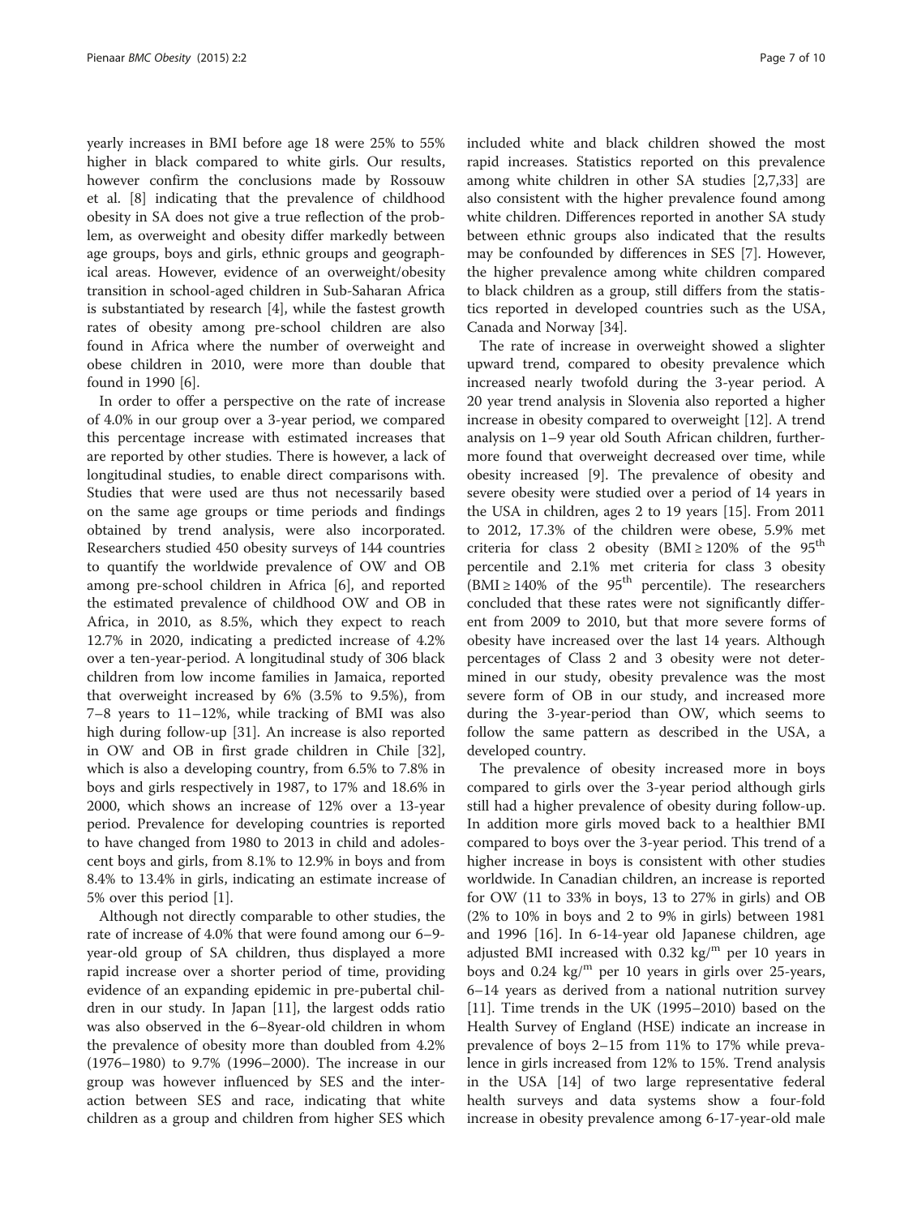yearly increases in BMI before age 18 were 25% to 55% higher in black compared to white girls. Our results, however confirm the conclusions made by Rossouw et al. [8] indicating that the prevalence of childhood obesity in SA does not give a true reflection of the problem, as overweight and obesity differ markedly between age groups, boys and girls, ethnic groups and geographical areas. However, evidence of an overweight/obesity transition in school-aged children in Sub-Saharan Africa is substantiated by research [4], while the fastest growth rates of obesity among pre-school children are also found in Africa where the number of overweight and obese children in 2010, were more than double that found in 1990 [6].

In order to offer a perspective on the rate of increase of 4.0% in our group over a 3-year period, we compared this percentage increase with estimated increases that are reported by other studies. There is however, a lack of longitudinal studies, to enable direct comparisons with. Studies that were used are thus not necessarily based on the same age groups or time periods and findings obtained by trend analysis, were also incorporated. Researchers studied 450 obesity surveys of 144 countries to quantify the worldwide prevalence of OW and OB among pre-school children in Africa [6], and reported the estimated prevalence of childhood OW and OB in Africa, in 2010, as 8.5%, which they expect to reach 12.7% in 2020, indicating a predicted increase of 4.2% over a ten-year-period. A longitudinal study of 306 black children from low income families in Jamaica, reported that overweight increased by 6% (3.5% to 9.5%), from 7–8 years to 11–12%, while tracking of BMI was also high during follow-up [31]. An increase is also reported in OW and OB in first grade children in Chile [32], which is also a developing country, from 6.5% to 7.8% in boys and girls respectively in 1987, to 17% and 18.6% in 2000, which shows an increase of 12% over a 13-year period. Prevalence for developing countries is reported to have changed from 1980 to 2013 in child and adolescent boys and girls, from 8.1% to 12.9% in boys and from 8.4% to 13.4% in girls, indicating an estimate increase of 5% over this period [1].

Although not directly comparable to other studies, the rate of increase of 4.0% that were found among our 6–9-year-old group of SA children, thus displayed a more rapid increase over a shorter period of time, providing evidence of an expanding epidemic in pre-pubertal children in our study. In Japan [11], the largest odds ratio was also observed in the 6–8year-old children in whom the prevalence of obesity more than doubled from 4.2% (1976–1980) to 9.7% (1996–2000). The increase in our group was however influenced by SES and the interaction between SES and race, indicating that white children as a group and children from higher SES which included white and black children showed the most rapid increases. Statistics reported on this prevalence among white children in other SA studies [2,7,33] are also consistent with the higher prevalence found among white children. Differences reported in another SA study between ethnic groups also indicated that the results may be confounded by differences in SES [7]. However, the higher prevalence among white children compared to black children as a group, still differs from the statistics reported in developed countries such as the USA, Canada and Norway [34].

The rate of increase in overweight showed a slighter upward trend, compared to obesity prevalence which increased nearly twofold during the 3-year period. A 20 year trend analysis in Slovenia also reported a higher increase in obesity compared to overweight [12]. A trend analysis on 1–9 year old South African children, furthermore found that overweight decreased over time, while obesity increased [9]. The prevalence of obesity and severe obesity were studied over a period of 14 years in the USA in children, ages 2 to 19 years [15]. From 2011 to 2012, 17.3% of the children were obese, 5.9% met criteria for class 2 obesity (BMI ≥ 120% of the $95^{th}$ percentile and 2.1% met criteria for class 3 obesity (BMI ≥ 140% of the $95^{th}$ percentile). The researchers concluded that these rates were not significantly different from 2009 to 2010, but that more severe forms of obesity have increased over the last 14 years. Although percentages of Class 2 and 3 obesity were not determined in our study, obesity prevalence was the most severe form of OB in our study, and increased more during the 3-year-period than OW, which seems to follow the same pattern as described in the USA, a developed country.

The prevalence of obesity increased more in boys compared to girls over the 3-year period although girls still had a higher prevalence of obesity during follow-up. In addition more girls moved back to a healthier BMI compared to boys over the 3-year period. This trend of a higher increase in boys is consistent with other studies worldwide. In Canadian children, an increase is reported for OW (11 to 33% in boys, 13 to 27% in girls) and OB (2% to 10% in boys and 2 to 9% in girls) between 1981 and 1996 [16]. In 6-14-year old Japanese children, age adjusted BMI increased with 0.32 $kg/^{m}$ per 10 years in boys and 0.24 $kg/^{m}$ per 10 years in girls over 25-years, 6–14 years as derived from a national nutrition survey [11]. Time trends in the UK (1995–2010) based on the Health Survey of England (HSE) indicate an increase in prevalence of boys 2–15 from 11% to 17% while prevalence in girls increased from 12% to 15%. Trend analysis in the USA [14] of two large representative federal health surveys and data systems show a four-fold increase in obesity prevalence among 6-17-year-old male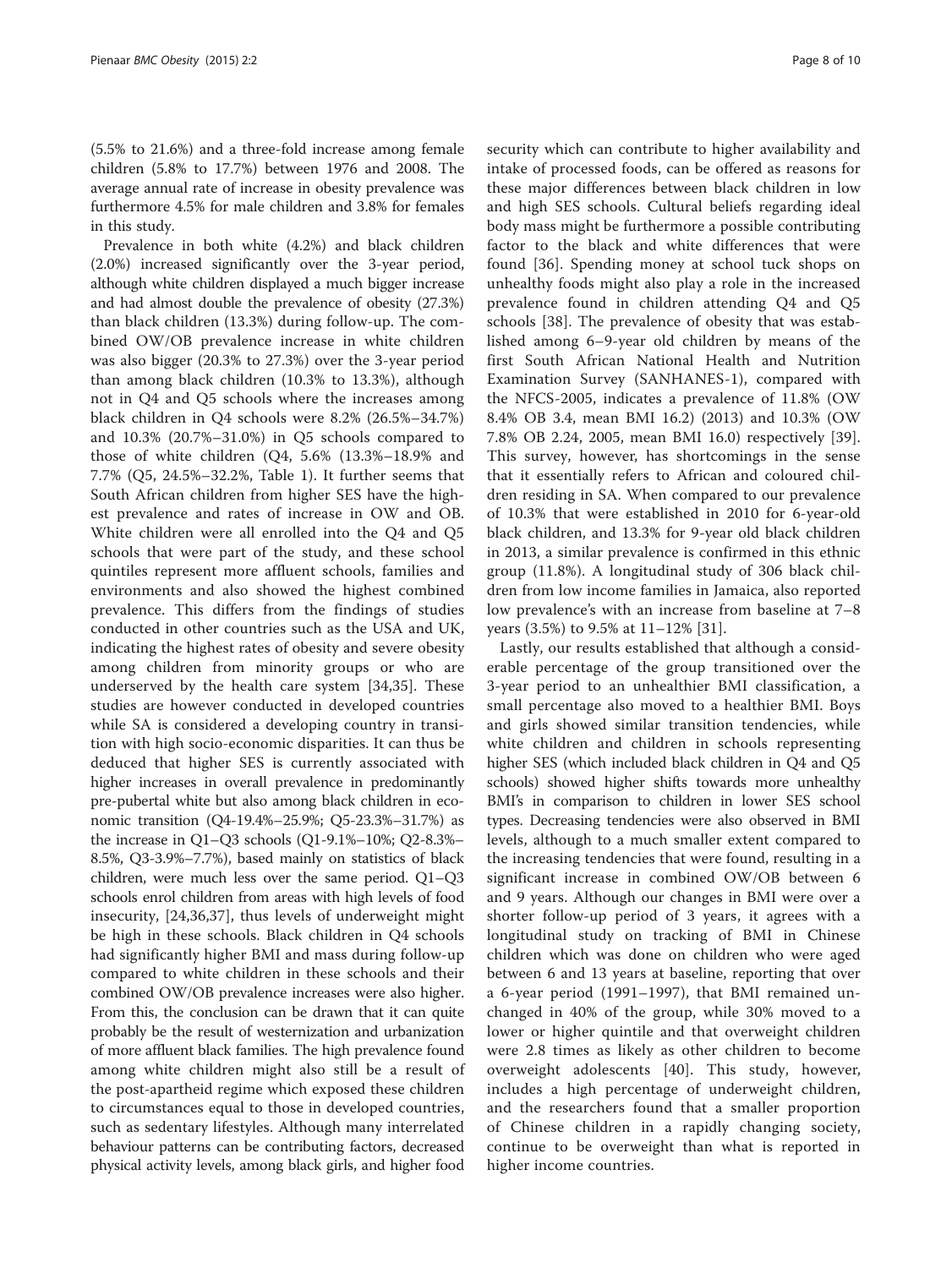(5.5% to 21.6%) and a three-fold increase among female children (5.8% to 17.7%) between 1976 and 2008. The average annual rate of increase in obesity prevalence was furthermore 4.5% for male children and 3.8% for females in this study.

Prevalence in both white (4.2%) and black children (2.0%) increased significantly over the 3-year period, although white children displayed a much bigger increase and had almost double the prevalence of obesity (27.3%) than black children (13.3%) during follow-up. The combined OW/OB prevalence increase in white children was also bigger (20.3% to 27.3%) over the 3-year period than among black children (10.3% to 13.3%), although not in Q4 and Q5 schools where the increases among black children in Q4 schools were 8.2% (26.5%–34.7%) and 10.3% (20.7%–31.0%) in Q5 schools compared to those of white children (Q4, 5.6% (13.3%–18.9% and 7.7% (Q5, 24.5%–32.2%, Table 1). It further seems that South African children from higher SES have the highest prevalence and rates of increase in OW and OB. White children were all enrolled into the Q4 and Q5 schools that were part of the study, and these school quintiles represent more affluent schools, families and environments and also showed the highest combined prevalence. This differs from the findings of studies conducted in other countries such as the USA and UK, indicating the highest rates of obesity and severe obesity among children from minority groups or who are underserved by the health care system [34,35]. These studies are however conducted in developed countries while SA is considered a developing country in transition with high socio-economic disparities. It can thus be deduced that higher SES is currently associated with higher increases in overall prevalence in predominantly pre-pubertal white but also among black children in economic transition (Q4-19.4%–25.9%; Q5-23.3%–31.7%) as the increase in Q1–Q3 schools (Q1-9.1%–10%; Q2-8.3%–8.5%, Q3-3.9%–7.7%), based mainly on statistics of black children, were much less over the same period. Q1–Q3 schools enrol children from areas with high levels of food insecurity, [24,36,37], thus levels of underweight might be high in these schools. Black children in Q4 schools had significantly higher BMI and mass during follow-up compared to white children in these schools and their combined OW/OB prevalence increases were also higher. From this, the conclusion can be drawn that it can quite probably be the result of westernization and urbanization of more affluent black families. The high prevalence found among white children might also still be a result of the post-apartheid regime which exposed these children to circumstances equal to those in developed countries, such as sedentary lifestyles. Although many interrelated behaviour patterns can be contributing factors, decreased physical activity levels, among black girls, and higher food security which can contribute to higher availability and intake of processed foods, can be offered as reasons for these major differences between black children in low and high SES schools. Cultural beliefs regarding ideal body mass might be furthermore a possible contributing factor to the black and white differences that were found [36]. Spending money at school tuck shops on unhealthy foods might also play a role in the increased prevalence found in children attending Q4 and Q5 schools [38]. The prevalence of obesity that was established among 6–9-year old children by means of the first South African National Health and Nutrition Examination Survey (SANHANES-1), compared with the NFCS-2005, indicates a prevalence of 11.8% (OW 8.4% OB 3.4, mean BMI 16.2) (2013) and 10.3% (OW 7.8% OB 2.24, 2005, mean BMI 16.0) respectively [39]. This survey, however, has shortcomings in the sense that it essentially refers to African and coloured children residing in SA. When compared to our prevalence of 10.3% that were established in 2010 for 6-year-old black children, and 13.3% for 9-year old black children in 2013, a similar prevalence is confirmed in this ethnic group (11.8%). A longitudinal study of 306 black children from low income families in Jamaica, also reported low prevalence's with an increase from baseline at 7–8 years (3.5%) to 9.5% at 11–12% [31].

Lastly, our results established that although a considerable percentage of the group transitioned over the 3-year period to an unhealthier BMI classification, a small percentage also moved to a healthier BMI. Boys and girls showed similar transition tendencies, while white children and children in schools representing higher SES (which included black children in Q4 and Q5 schools) showed higher shifts towards more unhealthy BMI's in comparison to children in lower SES school types. Decreasing tendencies were also observed in BMI levels, although to a much smaller extent compared to the increasing tendencies that were found, resulting in a significant increase in combined OW/OB between 6 and 9 years. Although our changes in BMI were over a shorter follow-up period of 3 years, it agrees with a longitudinal study on tracking of BMI in Chinese children which was done on children who were aged between 6 and 13 years at baseline, reporting that over a 6-year period (1991–1997), that BMI remained unchanged in 40% of the group, while 30% moved to a lower or higher quintile and that overweight children were 2.8 times as likely as other children to become overweight adolescents [40]. This study, however, includes a high percentage of underweight children, and the researchers found that a smaller proportion of Chinese children in a rapidly changing society, continue to be overweight than what is reported in higher income countries.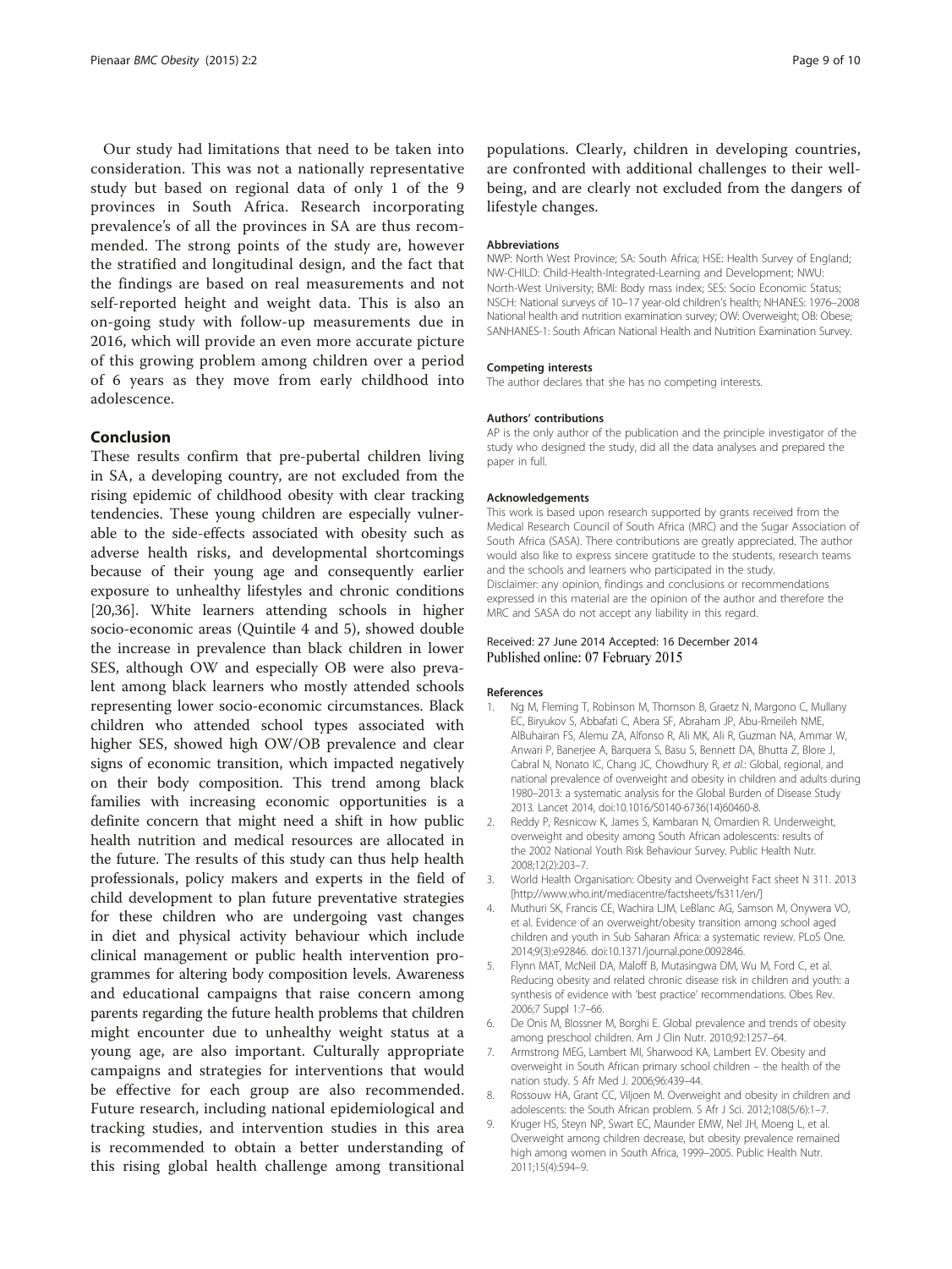Our study had limitations that need to be taken into consideration. This was not a nationally representative study but based on regional data of only 1 of the 9 provinces in South Africa. Research incorporating prevalence's of all the provinces in SA are thus recommended. The strong points of the study are, however the stratified and longitudinal design, and the fact that the findings are based on real measurements and not self-reported height and weight data. This is also an on-going study with follow-up measurements due in 2016, which will provide an even more accurate picture of this growing problem among children over a period of 6 years as they move from early childhood into adolescence.

## Conclusion

These results confirm that pre-pubertal children living in SA, a developing country, are not excluded from the rising epidemic of childhood obesity with clear tracking tendencies. These young children are especially vulnerable to the side-effects associated with obesity such as adverse health risks, and developmental shortcomings because of their young age and consequently earlier exposure to unhealthy lifestyles and chronic conditions [20,36]. White learners attending schools in higher socio-economic areas (Quintile 4 and 5), showed double the increase in prevalence than black children in lower SES, although OW and especially OB were also prevalent among black learners who mostly attended schools representing lower socio-economic circumstances. Black children who attended school types associated with higher SES, showed high OW/OB prevalence and clear signs of economic transition, which impacted negatively on their body composition. This trend among black families with increasing economic opportunities is a definite concern that might need a shift in how public health nutrition and medical resources are allocated in the future. The results of this study can thus help health professionals, policy makers and experts in the field of child development to plan future preventative strategies for these children who are undergoing vast changes in diet and physical activity behaviour which include clinical management or public health intervention programmes for altering body composition levels. Awareness and educational campaigns that raise concern among parents regarding the future health problems that children might encounter due to unhealthy weight status at a young age, are also important. Culturally appropriate campaigns and strategies for interventions that would be effective for each group are also recommended. Future research, including national epidemiological and tracking studies, and intervention studies in this area is recommended to obtain a better understanding of this rising global health challenge among transitional populations. Clearly, children in developing countries, are confronted with additional challenges to their well-being, and are clearly not excluded from the dangers of lifestyle changes.

#### Abbreviations

NWP: North West Province; SA: South Africa; HSE: Health Survey of England; NW-CHILD: Child-Health-Integrated-Learning and Development; NWU: North-West University; BMI: Body mass index; SES: Socio Economic Status; NSCH: National surveys of 10–17 year-old children's health; NHANES: 1976–2008 National health and nutrition examination survey; OW: Overweight; OB: Obese; SANHANES-1: South African National Health and Nutrition Examination Survey.

#### Competing interests

The author declares that she has no competing interests.

#### Authors' contributions

AP is the only author of the publication and the principle investigator of the study who designed the study, did all the data analyses and prepared the paper in full.

#### Acknowledgements

This work is based upon research supported by grants received from the Medical Research Council of South Africa (MRC) and the Sugar Association of South Africa (SASA). There contributions are greatly appreciated. The author would also like to express sincere gratitude to the students, research teams and the schools and learners who participated in the study.
Disclaimer: any opinion, findings and conclusions or recommendations expressed in this material are the opinion of the author and therefore the MRC and SASA do not accept any liability in this regard.

Received: 27 June 2014 Accepted: 16 December 2014
Published online: 07 February 2015

#### References

1. Ng M, Fleming T, Robinson M, Thomson B, Graetz N, Margono C, Mullany EC, Biryukov S, Abbafati C, Abera SF, Abraham JP, Abu-Rmeileh NME, AlBuhairan FS, Alemu ZA, Alfonso R, Ali MK, Ali R, Guzman NA, Ammar W, Anwari P, Banerjee A, Barquera S, Basu S, Bennett DA, Bhutta Z, Blore J, Cabral N, Nonato IC, Chang JC, Chowdhury R, *et al.*: Global, regional, and national prevalence of overweight and obesity in children and adults during 1980–2013: a systematic analysis for the Global Burden of Disease Study 2013. Lancet 2014, doi:10.1016/S0140-6736(14)60460-8.
2. Reddy P, Resnicow K, James S, Kambaran N, Omardien R. Underweight, overweight and obesity among South African adolescents: results of the 2002 National Youth Risk Behaviour Survey. Public Health Nutr. 2008;12(2):203–7.
3. World Health Organisation: Obesity and Overweight Fact sheet N 311. 2013 [http://www.who.int/mediacentre/factsheets/fs311/en/]
4. Muthuri SK, Francis CE, Wachira LJM, LeBlanc AG, Samson M, Onywera VO, et al. Evidence of an overweight/obesity transition among school aged children and youth in Sub Saharan Africa: a systematic review. PLoS One. 2014;9(3):e92846. doi:10.1371/journal.pone.0092846.
5. Flynn MAT, McNeil DA, Maloff B, Mutasingwa DM, Wu M, Ford C, et al. Reducing obesity and related chronic disease risk in children and youth: a synthesis of evidence with 'best practice' recommendations. Obes Rev. 2006;7 Suppl 1:7–66.
6. De Onis M, Blossner M, Borghi E. Global prevalence and trends of obesity among preschool children. Am J Clin Nutr. 2010;92:1257–64.
7. Armstrong MEG, Lambert MI, Sharwood KA, Lambert EV. Obesity and overweight in South African primary school children – the health of the nation study. S Afr Med J. 2006;96:439–44.
8. Rossouw HA, Grant CC, Viljoen M. Overweight and obesity in children and adolescents: the South African problem. S Afr J Sci. 2012;108(5/6):1–7.
9. Kruger HS, Steyn NP, Swart EC, Maunder EMW, Nel JH, Moeng L, et al. Overweight among children decrease, but obesity prevalence remained high among women in South Africa, 1999–2005. Public Health Nutr. 2011;15(4):594–9.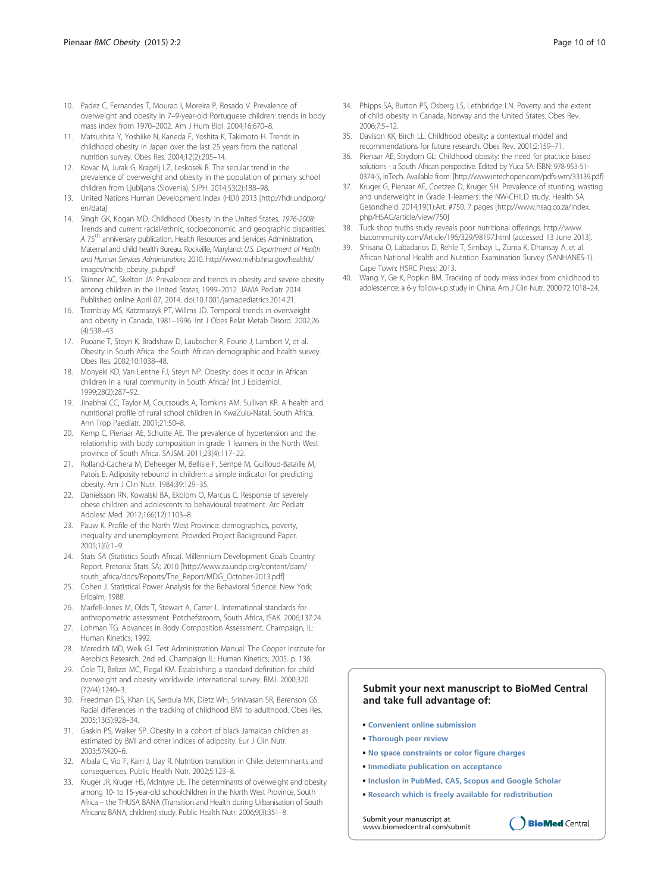10. Padez C, Fernandes T, Mourao I, Moreira P, Rosado V. Prevalence of overweight and obesity in 7–9-year-old Portuguese children: trends in body mass index from 1970–2002. Am J Hum Biol. 2004;16:670–8.
11. Matsushita Y, Yoshiike N, Kaneda F, Yoshita K, Takimoto H. Trends in childhood obesity in Japan over the last 25 years from the national nutrition survey. Obes Res. 2004;12(2):205–14.
12. Kovac M, Jurak G, Kragelj LZ, Leskosek B. The secular trend in the prevalence of overweight and obesity in the population of primary school children from Ljubljana (Slovenia). SJPH. 2014;53(2):188–98.
13. United Nations Human Development Index (HDI) 2013 [http://hdr.undp.org/en/data]
14. Singh GK, Kogan MD: Childhood Obesity in the United States, *1976-2008:* Trends and current racial/ethnic, socioeconomic, and geographic disparities. *A* 75[th] anniversary publication. Health Resources and Services Administration, Maternal and child health Bureau. Rockville, Maryland: *U.S. Department of Health and Human Services Administration,* 2010. http://www.mvhb.hrsa.gov/healthit/images/mchb_obesity_pub.pdf
15. Skinner AC, Skelton JA: Prevalence and trends in obesity and severe obesity among children in the United States, 1999–2012. JAMA Pediatr 2014. Published online April 07, 2014. doi:10.1001/jamapediatrics.2014.21.
16. Tremblay MS, Katzmarzyk PT, Willms JD. Temporal trends in overweight and obesity in Canada, 1981–1996. Int J Obes Relat Metab Disord. 2002;26(4):538–43.
17. Puoane T, Steyn K, Bradshaw D, Laubscher R, Fourie J, Lambert V, et al. Obesity in South Africa: the South African demographic and health survey. Obes Res. 2002;10:1038–48.
18. Monyeki KD, Van Lenthe FJ, Steyn NP. Obesity: does it occur in African children in a rural community in South Africa? Int J Epidemiol. 1999;28(2):287–92.
19. Jinabhai CC, Taylor M, Coutsoudis A, Tomkins AM, Sullivan KR. A health and nutritional profile of rural school children in KwaZulu-Natal, South Africa. Ann Trop Paediatr. 2001;21:50–8.
20. Kemp C, Pienaar AE, Schutte AE. The prevalence of hypertension and the relationship with body composition in grade 1 learners in the North West province of South Africa. SAJSM. 2011;23(4):117–22.
21. Rolland-Cachera M, Deheeger M, Bellisle F, Sempé M, Guilloud-Bataille M, Patois E. Adiposity rebound in children: a simple indicator for predicting obesity. Am J Clin Nutr. 1984;39:129–35.
22. Danielsson RN, Kowalski BA, Ekblom O, Marcus C. Response of severely obese children and adolescents to behavioural treatment. Arc Pediatr Adolesc Med. 2012;166(12):1103–8.
23. Pauw K. Profile of the North West Province: demographics, poverty, inequality and unemployment. Provided Project Background Paper. 2005;1(6):1–9.
24. Stats SA (Statistics South Africa). Millennium Development Goals Country Report. Pretoria: Stats SA; 2010 [http://www.za.undp.org/content/dam/south_africa/docs/Reports/The_Report/MDG_October-2013.pdf]
25. Cohen J. Statistical Power Analysis for the Behavioral Science. New York: Erlbaim; 1988.
26. Marfell-Jones M, Olds T, Stewart A, Carter L. International standards for anthropometric assessment. Potchefstroom, South Africa, ISAK. 2006;137:24.
27. Lohman TG. Advances in Body Composition Assessment. Champaign, IL: Human Kinetics; 1992.
28. Meredith MD, Welk GJ. Test Administration Manual: The Cooper Institute for Aerobics Research. 2nd ed. Champaign IL: Human Kinetics; 2005. p. 136.
29. Cole TJ, Belizzi MC, Flegal KM. Establishing a standard definition for child overweight and obesity worldwide: international survey. BMJ. 2000;320(7244):1240–3.
30. Freedman DS, Khan LK, Serdula MK, Dietz WH, Srinivasan SR, Berenson GS. Racial differences in the tracking of childhood BMI to adulthood. Obes Res. 2005;13(5):928–34.
31. Gaskin PS, Walker SP. Obesity in a cohort of black Jamaican children as estimated by BMI and other indices of adiposity. Eur J Clin Nutr. 2003;57:420–6.
32. Albala C, Vio F, Kain J, Uay R. Nutrition transition in Chile: determinants and consequences. Public Health Nutr. 2002;5:123–8.
33. Kruger JR, Kruger HS, McIntyre UE. The determinants of overweight and obesity among 10- to 15-year-old schoolchildren in the North West Province, South Africa – the THUSA BANA (Transition and Health during Urbanisation of South Africans; BANA, children) study. Public Health Nutr. 2006;9(3):351–8.
34. Phipps SA, Burton PS, Osberg LS, Lethbridge LN. Poverty and the extent of child obesity in Canada, Norway and the United States. Obes Rev. 2006;7:5–12.
35. Davison KK, Birch LL. Childhood obesity: a contextual model and recommendations for future research. Obes Rev. 2001;2:159–71.
36. Pienaar AE, Strydom GL: Childhood obesity: the need for practice based solutions - a South African perspective. Edited by Yuca SA. ISBN: 978-953-51-0374-5, InTech. Available from: [http://www.intechopen.com/pdfs-wm/33139.pdf]
37. Kruger G, Pienaar AE, Coetzee D, Kruger SH. Prevalence of stunting, wasting and underweight in Grade 1-learners: the NW-CHILD study. Health SA Gesondheid. 2014;19(1):Art. #750. 7 pages [http://www.hsag.co.za/index.php/HSAG/article/view/750]
38. Tuck shop truths study reveals poor nutritional offerings. http://www.bizcommunity.com/Article/196/329/98197.html (accessed 13 June 2013).
39. Shisana O, Labadarios D, Rehle T, Simbayi L, Zuma K, Dhansay A, et al. African National Health and Nutrition Examination Survey (SANHANES-1). Cape Town: HSRC Press; 2013.
40. Wang Y, Ge K, Popkin BM. Tracking of body mass index from childhood to adolescence: a 6-y follow-up study in China. Am J Clin Nutr. 2000;72:1018–24.

**Submit your next manuscript to BioMed Central and take full advantage of:**

- **Convenient online submission**
- **Thorough peer review**
- **No space constraints or color figure charges**
- **Immediate publication on acceptance**
- **Inclusion in PubMed, CAS, Scopus and Google Scholar**
- **Research which is freely available for redistribution**

Submit your manuscript at
www.biomedcentral.com/submit

BioMed Central